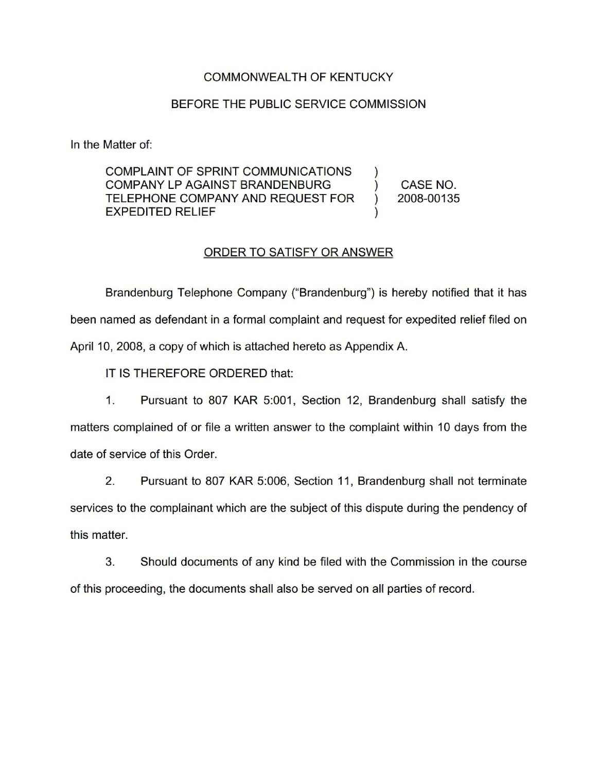COMMONWEALTH OF KENTUCKY

BEFORE THE PUBLIC SERVICE COMMISSION

In the Matter of:

| | | |
|---|---|---|
| COMPLAINT OF SPRINT COMMUNICATIONS COMPANY LP AGAINST BRANDENBURG TELEPHONE COMPANY AND REQUEST FOR EXPEDITED RELIEF | ) ) ) ) | CASE NO. 2008-00135 |

ORDER TO SATISFY OR ANSWER

Brandenburg Telephone Company ("Brandenburg") is hereby notified that it has been named as defendant in a formal complaint and request for expedited relief filed on April 10, 2008, a copy of which is attached hereto as Appendix A.

IT IS THEREFORE ORDERED that:

1. Pursuant to 807 KAR 5:001, Section 12, Brandenburg shall satisfy the matters complained of or file a written answer to the complaint within 10 days from the date of service of this Order.

2. Pursuant to 807 KAR 5:006, Section 11, Brandenburg shall not terminate services to the complainant which are the subject of this dispute during the pendency of this matter.

3. Should documents of any kind be filed with the Commission in the course of this proceeding, the documents shall also be served on all parties of record.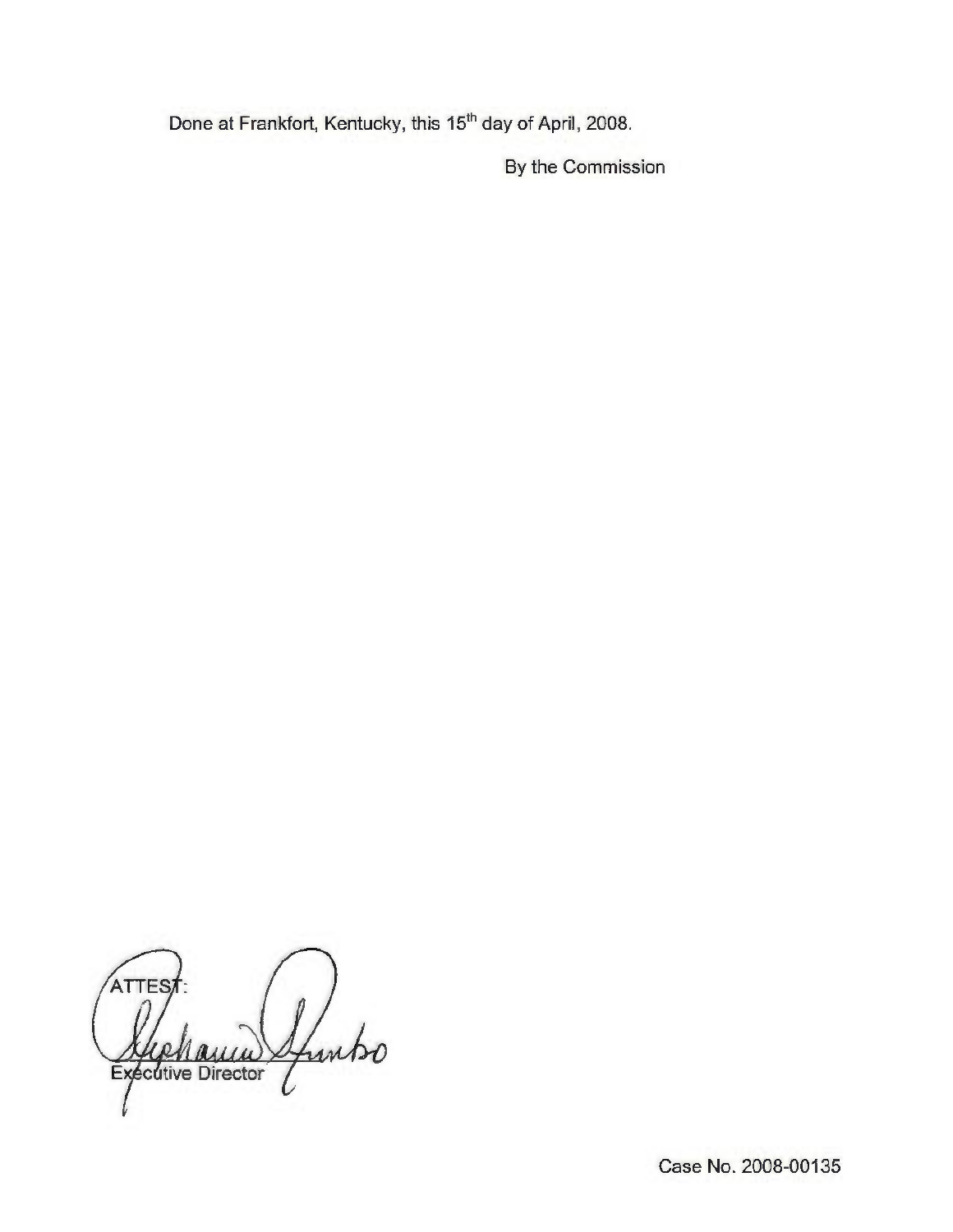Done at Frankfort, Kentucky, this 15th day of April, 2008.

By the Commission

ATTEST:

Executive Director

Case No. 2008-00135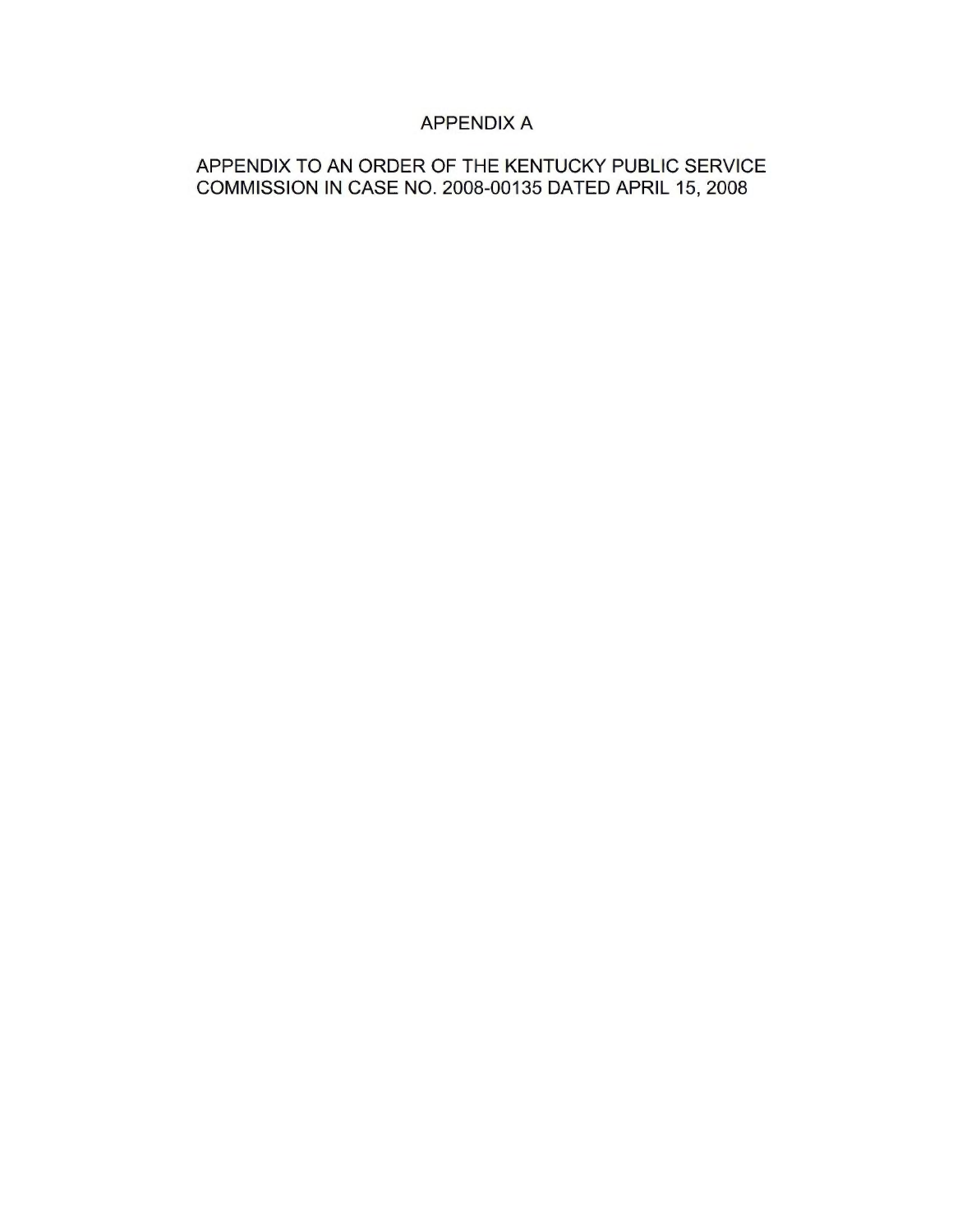# APPENDIX A

APPENDIX TO AN ORDER OF THE KENTUCKY PUBLIC SERVICE COMMISSION IN CASE NO. 2008-00135 DATED APRIL 15, 2008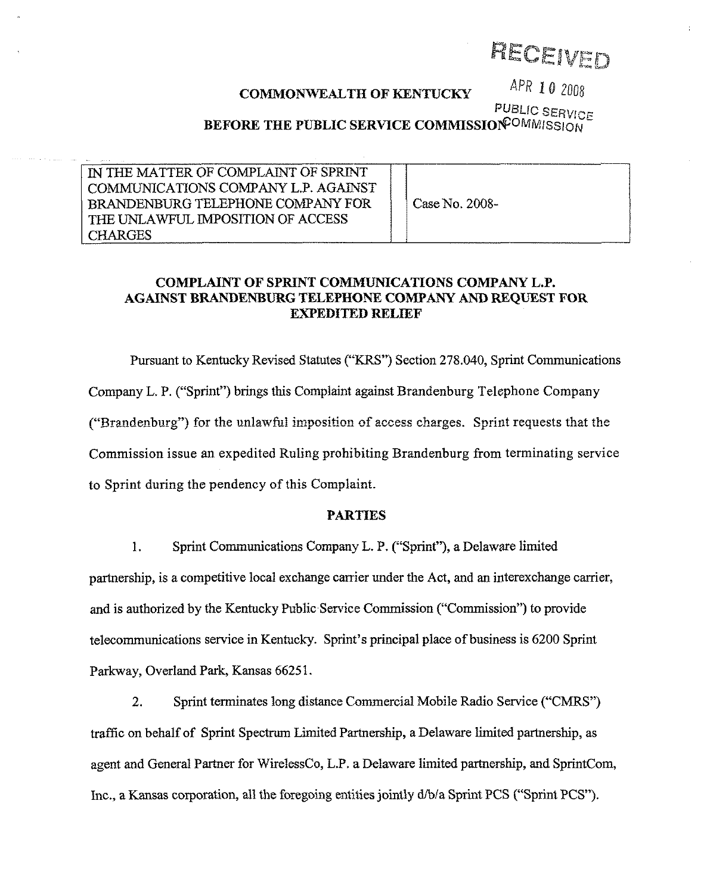RECEIVED

APR 10 2008

PUBLIC SERVICE COMMISSION

**COMMONWEALTH OF KENTUCKY**

**BEFORE THE PUBLIC SERVICE COMMISSION**

| IN THE MATTER OF COMPLAINT OF SPRINT COMMUNICATIONS COMPANY L.P. AGAINST BRANDENBURG TELEPHONE COMPANY FOR THE UNLAWFUL IMPOSITION OF ACCESS CHARGES | Case No. 2008- |
|---|---|

**COMPLAINT OF SPRINT COMMUNICATIONS COMPANY L.P. AGAINST BRANDENBURG TELEPHONE COMPANY AND REQUEST FOR EXPEDITED RELIEF**

Pursuant to Kentucky Revised Statutes ("KRS") Section 278.040, Sprint Communications Company L. P. ("Sprint") brings this Complaint against Brandenburg Telephone Company ("Brandenburg") for the unlawful imposition of access charges. Sprint requests that the Commission issue an expedited Ruling prohibiting Brandenburg from terminating service to Sprint during the pendency of this Complaint.

**PARTIES**

1. Sprint Communications Company L. P. ("Sprint"), a Delaware limited partnership, is a competitive local exchange carrier under the Act, and an interexchange carrier, and is authorized by the Kentucky Public Service Commission ("Commission") to provide telecommunications service in Kentucky. Sprint's principal place of business is 6200 Sprint Parkway, Overland Park, Kansas 66251.

2. Sprint terminates long distance Commercial Mobile Radio Service ("CMRS") traffic on behalf of Sprint Spectrum Limited Partnership, a Delaware limited partnership, as agent and General Partner for WirelessCo, L.P. a Delaware limited partnership, and SprintCom, Inc., a Kansas corporation, all the foregoing entities jointly d/b/a Sprint PCS ("Sprint PCS").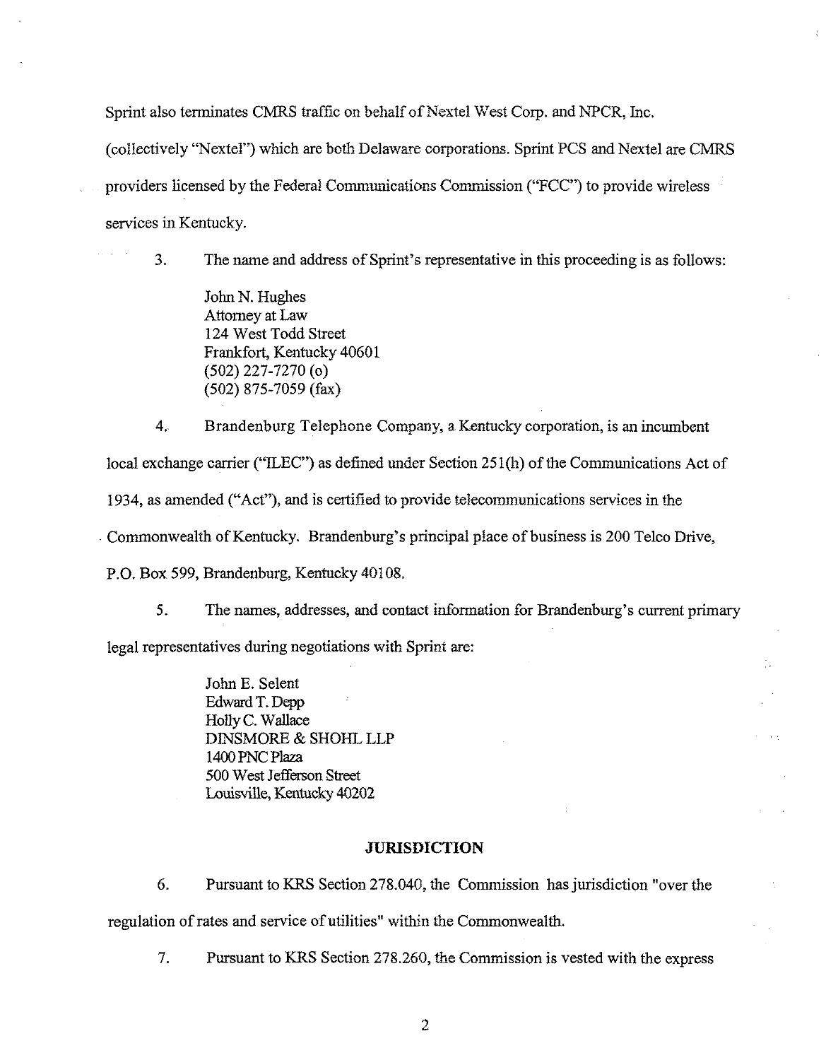Sprint also terminates CMRS traffic on behalf of Nextel West Corp. and NPCR, Inc. (collectively "Nextel") which are both Delaware corporations. Sprint PCS and Nextel are CMRS providers licensed by the Federal Communications Commission ("FCC") to provide wireless services in Kentucky.

3. The name and address of Sprint's representative in this proceeding is as follows:

> John N. Hughes
> Attorney at Law
> 124 West Todd Street
> Frankfort, Kentucky 40601
> (502) 227-7270 (o)
> (502) 875-7059 (fax)

4. Brandenburg Telephone Company, a Kentucky corporation, is an incumbent local exchange carrier ("ILEC") as defined under Section 251(h) of the Communications Act of 1934, as amended ("Act"), and is certified to provide telecommunications services in the Commonwealth of Kentucky. Brandenburg's principal place of business is 200 Telco Drive, P.O. Box 599, Brandenburg, Kentucky 40108.

5. The names, addresses, and contact information for Brandenburg's current primary legal representatives during negotiations with Sprint are:

> John E. Selent
> Edward T. Depp
> Holly C. Wallace
> DINSMORE & SHOHL LLP
> 1400 PNC Plaza
> 500 West Jefferson Street
> Louisville, Kentucky 40202

## JURISDICTION

6. Pursuant to KRS Section 278.040, the Commission has jurisdiction "over the regulation of rates and service of utilities" within the Commonwealth.

7. Pursuant to KRS Section 278.260, the Commission is vested with the express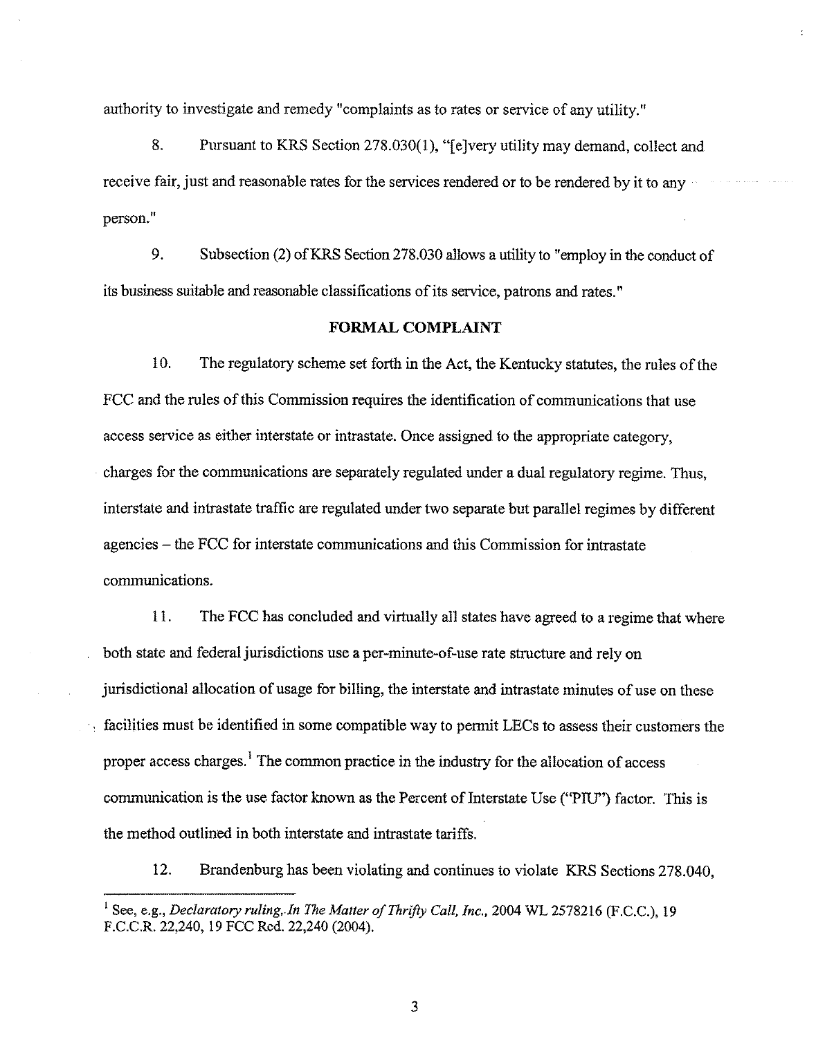authority to investigate and remedy "complaints as to rates or service of any utility."

8. Pursuant to KRS Section 278.030(1), "[e]very utility may demand, collect and receive fair, just and reasonable rates for the services rendered or to be rendered by it to any person."

9. Subsection (2) of KRS Section 278.030 allows a utility to "employ in the conduct of its business suitable and reasonable classifications of its service, patrons and rates."

**FORMAL COMPLAINT**

10. The regulatory scheme set forth in the Act, the Kentucky statutes, the rules of the FCC and the rules of this Commission requires the identification of communications that use access service as either interstate or intrastate. Once assigned to the appropriate category, charges for the communications are separately regulated under a dual regulatory regime. Thus, interstate and intrastate traffic are regulated under two separate but parallel regimes by different agencies – the FCC for interstate communications and this Commission for intrastate communications.

11. The FCC has concluded and virtually all states have agreed to a regime that where both state and federal jurisdictions use a per-minute-of-use rate structure and rely on jurisdictional allocation of usage for billing, the interstate and intrastate minutes of use on these facilities must be identified in some compatible way to permit LECs to assess their customers the proper access charges.[1] The common practice in the industry for the allocation of access communication is the use factor known as the Percent of Interstate Use ("PIU") factor. This is the method outlined in both interstate and intrastate tariffs.

12. Brandenburg has been violating and continues to violate KRS Sections 278.040,

---

[1] See, e.g., *Declaratory ruling, In The Matter of Thrifty Call, Inc.*, 2004 WL 2578216 (F.C.C.), 19 F.C.C.R. 22,240, 19 FCC Rcd. 22,240 (2004).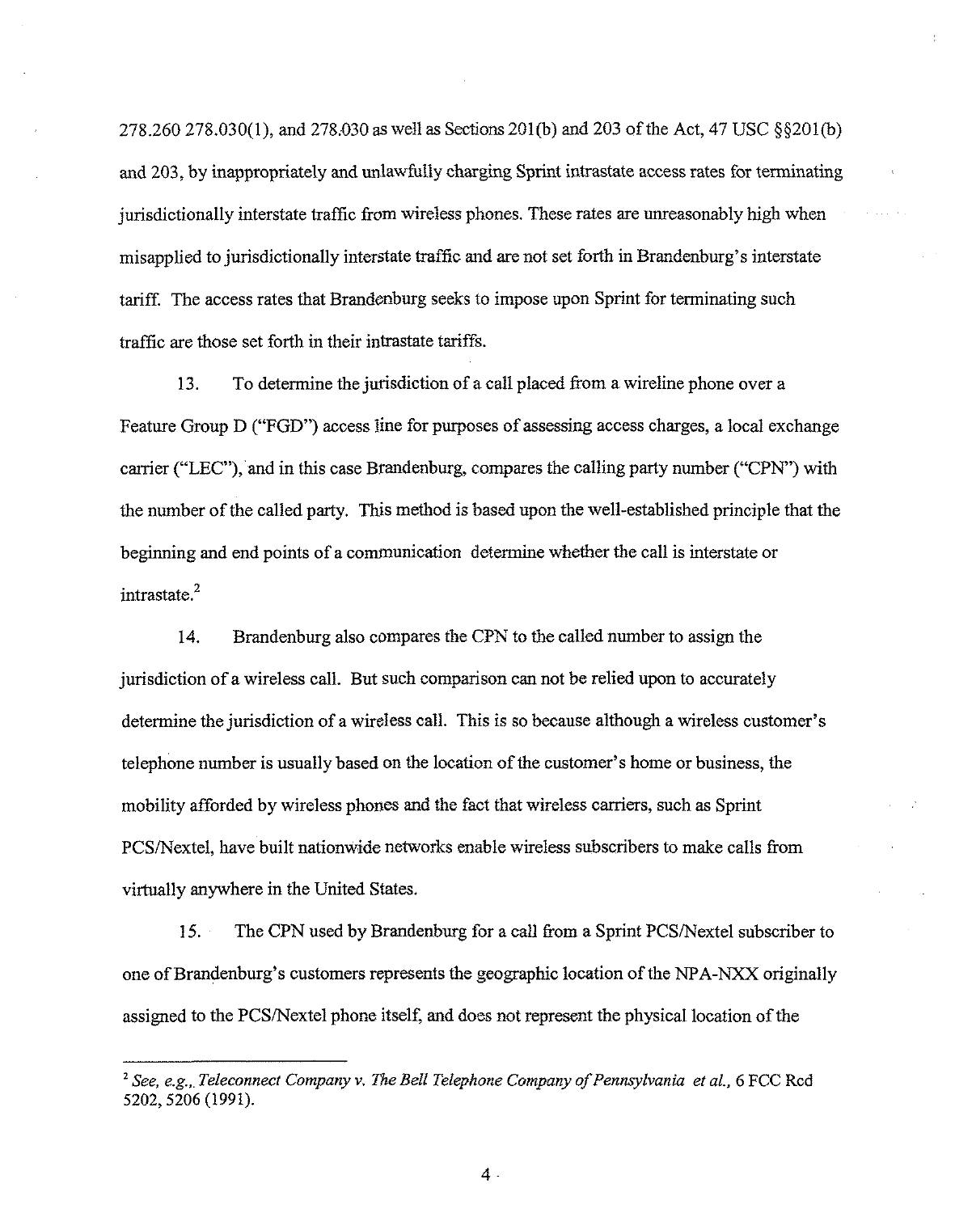278.260 278.030(1), and 278.030 as well as Sections 201(b) and 203 of the Act, 47 USC §§201(b) and 203, by inappropriately and unlawfully charging Sprint intrastate access rates for terminating jurisdictionally interstate traffic from wireless phones. These rates are unreasonably high when misapplied to jurisdictionally interstate traffic and are not set forth in Brandenburg's interstate tariff. The access rates that Brandenburg seeks to impose upon Sprint for terminating such traffic are those set forth in their intrastate tariffs.

13. To determine the jurisdiction of a call placed from a wireline phone over a Feature Group D ("FGD") access line for purposes of assessing access charges, a local exchange carrier ("LEC"), and in this case Brandenburg, compares the calling party number ("CPN") with the number of the called party. This method is based upon the well-established principle that the beginning and end points of a communication determine whether the call is interstate or intrastate.[2]

14. Brandenburg also compares the CPN to the called number to assign the jurisdiction of a wireless call. But such comparison can not be relied upon to accurately determine the jurisdiction of a wireless call. This is so because although a wireless customer's telephone number is usually based on the location of the customer's home or business, the mobility afforded by wireless phones and the fact that wireless carriers, such as Sprint PCS/Nextel, have built nationwide networks enable wireless subscribers to make calls from virtually anywhere in the United States.

15. The CPN used by Brandenburg for a call from a Sprint PCS/Nextel subscriber to one of Brandenburg's customers represents the geographic location of the NPA-NXX originally assigned to the PCS/Nextel phone itself, and does not represent the physical location of the

---

[2] *See, e.g., Teleconnect Company v. The Bell Telephone Company of Pennsylvania et al.*, 6 FCC Rcd 5202, 5206 (1991).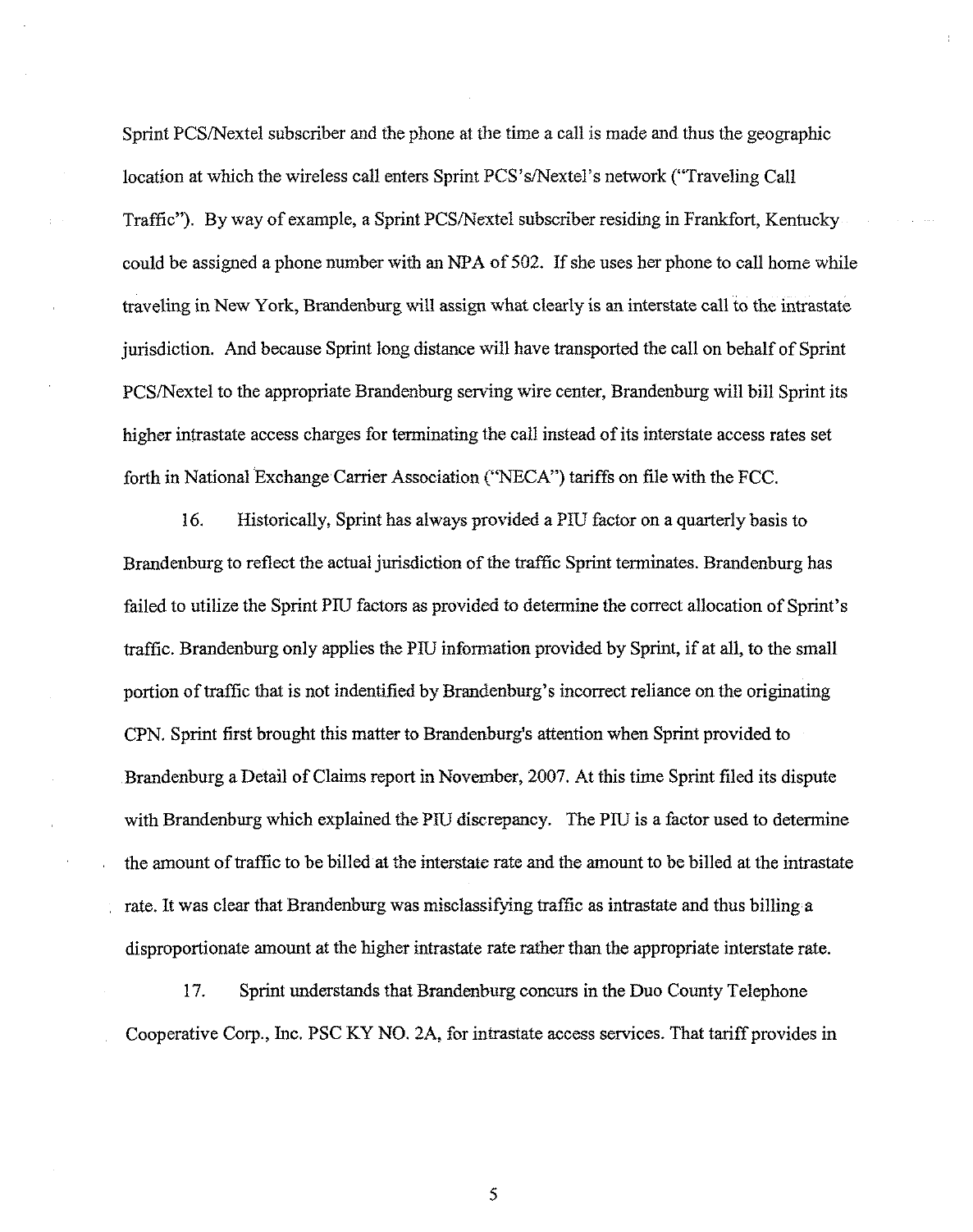Sprint PCS/Nextel subscriber and the phone at the time a call is made and thus the geographic location at which the wireless call enters Sprint PCS's/Nextel's network ("Traveling Call Traffic"). By way of example, a Sprint PCS/Nextel subscriber residing in Frankfort, Kentucky could be assigned a phone number with an NPA of 502. If she uses her phone to call home while traveling in New York, Brandenburg will assign what clearly is an interstate call to the intrastate jurisdiction. And because Sprint long distance will have transported the call on behalf of Sprint PCS/Nextel to the appropriate Brandenburg serving wire center, Brandenburg will bill Sprint its higher intrastate access charges for terminating the call instead of its interstate access rates set forth in National Exchange Carrier Association ("NECA") tariffs on file with the FCC.

16. Historically, Sprint has always provided a PIU factor on a quarterly basis to Brandenburg to reflect the actual jurisdiction of the traffic Sprint terminates. Brandenburg has failed to utilize the Sprint PIU factors as provided to determine the correct allocation of Sprint's traffic. Brandenburg only applies the PIU information provided by Sprint, if at all, to the small portion of traffic that is not indentified by Brandenburg's incorrect reliance on the originating CPN. Sprint first brought this matter to Brandenburg's attention when Sprint provided to Brandenburg a Detail of Claims report in November, 2007. At this time Sprint filed its dispute with Brandenburg which explained the PIU discrepancy. The PIU is a factor used to determine the amount of traffic to be billed at the interstate rate and the amount to be billed at the intrastate rate. It was clear that Brandenburg was misclassifying traffic as intrastate and thus billing a disproportionate amount at the higher intrastate rate rather than the appropriate interstate rate.

17. Sprint understands that Brandenburg concurs in the Duo County Telephone Cooperative Corp., Inc. PSC KY NO. 2A, for intrastate access services. That tariff provides in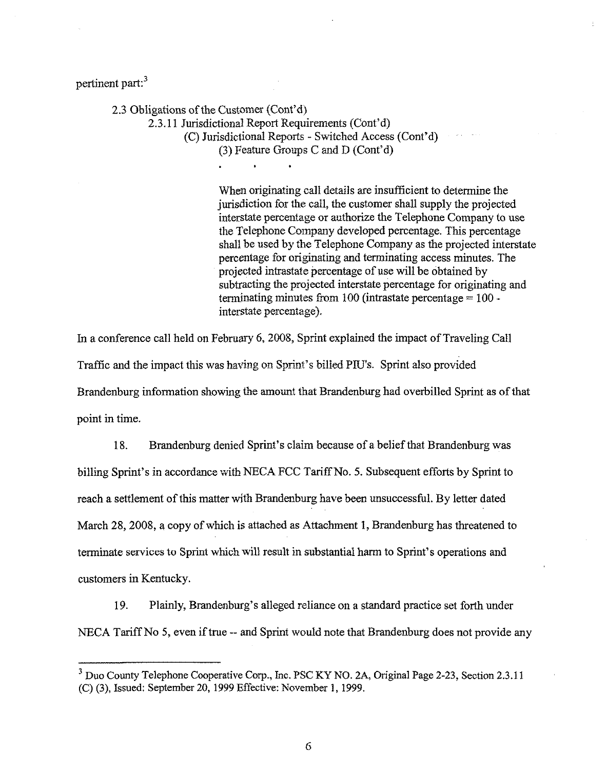pertinent part:[3]

> 2.3 Obligations of the Customer (Cont'd)
> 
> 2.3.11 Jurisdictional Report Requirements (Cont'd)
> 
> (C) Jurisdictional Reports - Switched Access (Cont'd)
> 
> (3) Feature Groups C and D (Cont'd)
> 
> . . .
> 
> When originating call details are insufficient to determine the jurisdiction for the call, the customer shall supply the projected interstate percentage or authorize the Telephone Company to use the Telephone Company developed percentage. This percentage shall be used by the Telephone Company as the projected interstate percentage for originating and terminating access minutes. The projected intrastate percentage of use will be obtained by subtracting the projected interstate percentage for originating and terminating minutes from 100 (intrastate percentage = 100 - interstate percentage).

In a conference call held on February 6, 2008, Sprint explained the impact of Traveling Call Traffic and the impact this was having on Sprint's billed PIU's. Sprint also provided Brandenburg information showing the amount that Brandenburg had overbilled Sprint as of that point in time.

18. Brandenburg denied Sprint's claim because of a belief that Brandenburg was billing Sprint's in accordance with NECA FCC Tariff No. 5. Subsequent efforts by Sprint to reach a settlement of this matter with Brandenburg have been unsuccessful. By letter dated March 28, 2008, a copy of which is attached as Attachment 1, Brandenburg has threatened to terminate services to Sprint which will result in substantial harm to Sprint's operations and customers in Kentucky.

19. Plainly, Brandenburg's alleged reliance on a standard practice set forth under NECA Tariff No 5, even if true -- and Sprint would note that Brandenburg does not provide any

---

[3] Duo County Telephone Cooperative Corp., Inc. PSC KY NO. 2A, Original Page 2-23, Section 2.3.11 (C) (3), Issued: September 20, 1999 Effective: November 1, 1999.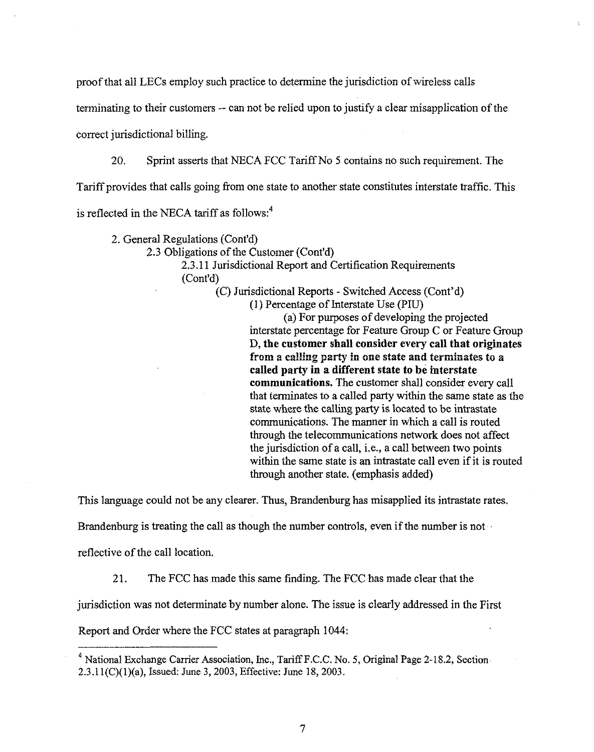proof that all LECs employ such practice to determine the jurisdiction of wireless calls terminating to their customers -- can not be relied upon to justify a clear misapplication of the correct jurisdictional billing.

20. Sprint asserts that NECA FCC Tariff No 5 contains no such requirement. The Tariff provides that calls going from one state to another state constitutes interstate traffic. This is reflected in the NECA tariff as follows:[4]

> 2. General Regulations (Cont'd)
>
> 2.3 Obligations of the Customer (Cont'd)
>
> 2.3.11 Jurisdictional Report and Certification Requirements (Cont'd)
>
> (C) Jurisdictional Reports - Switched Access (Cont'd)
>
> (1) Percentage of Interstate Use (PIU)
>
> (a) For purposes of developing the projected interstate percentage for Feature Group C or Feature Group D, **the customer shall consider every call that originates from a calling party in one state and terminates to a called party in a different state to be interstate communications.** The customer shall consider every call that terminates to a called party within the same state as the state where the calling party is located to be intrastate communications. The manner in which a call is routed through the telecommunications network does not affect the jurisdiction of a call, i.e., a call between two points within the same state is an intrastate call even if it is routed through another state. (emphasis added)

This language could not be any clearer. Thus, Brandenburg has misapplied its intrastate rates. Brandenburg is treating the call as though the number controls, even if the number is not reflective of the call location.

21. The FCC has made this same finding. The FCC has made clear that the jurisdiction was not determinate by number alone. The issue is clearly addressed in the First Report and Order where the FCC states at paragraph 1044:

---

[4] National Exchange Carrier Association, Inc., Tariff F.C.C. No. 5, Original Page 2-18.2, Section 2.3.11(C)(1)(a), Issued: June 3, 2003, Effective: June 18, 2003.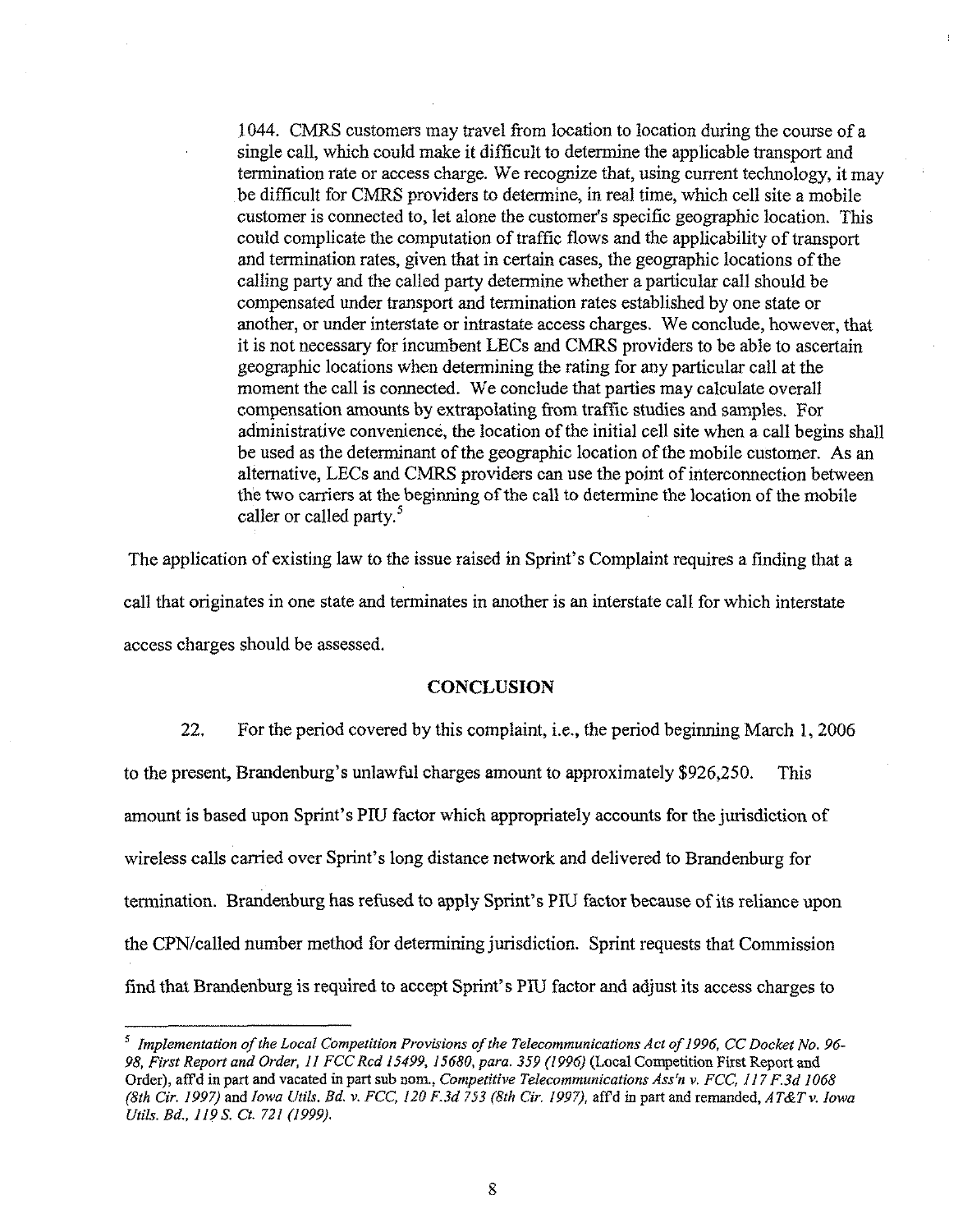> 1044. CMRS customers may travel from location to location during the course of a single call, which could make it difficult to determine the applicable transport and termination rate or access charge. We recognize that, using current technology, it may be difficult for CMRS providers to determine, in real time, which cell site a mobile customer is connected to, let alone the customer's specific geographic location. This could complicate the computation of traffic flows and the applicability of transport and termination rates, given that in certain cases, the geographic locations of the calling party and the called party determine whether a particular call should be compensated under transport and termination rates established by one state or another, or under interstate or intrastate access charges. We conclude, however, that it is not necessary for incumbent LECs and CMRS providers to be able to ascertain geographic locations when determining the rating for any particular call at the moment the call is connected. We conclude that parties may calculate overall compensation amounts by extrapolating from traffic studies and samples. For administrative convenience, the location of the initial cell site when a call begins shall be used as the determinant of the geographic location of the mobile customer. As an alternative, LECs and CMRS providers can use the point of interconnection between the two carriers at the beginning of the call to determine the location of the mobile caller or called party.[5]

The application of existing law to the issue raised in Sprint's Complaint requires a finding that a call that originates in one state and terminates in another is an interstate call for which interstate access charges should be assessed.

## CONCLUSION

22. For the period covered by this complaint, i.e., the period beginning March 1, 2006 to the present, Brandenburg's unlawful charges amount to approximately $926,250. This amount is based upon Sprint's PIU factor which appropriately accounts for the jurisdiction of wireless calls carried over Sprint's long distance network and delivered to Brandenburg for termination. Brandenburg has refused to apply Sprint's PIU factor because of its reliance upon the CPN/called number method for determining jurisdiction. Sprint requests that Commission find that Brandenburg is required to accept Sprint's PIU factor and adjust its access charges to

---

[5] *Implementation of the Local Competition Provisions of the Telecommunications Act of 1996, CC Docket No. 96-98, First Report and Order, 11 FCC Rcd 15499, 15680, para. 359 (1996)* (Local Competition First Report and Order), aff'd in part and vacated in part sub nom., *Competitive Telecommunications Ass'n v. FCC, 117 F.3d 1068 (8th Cir. 1997)* and *Iowa Utils. Bd. v. FCC, 120 F.3d 753 (8th Cir. 1997)*, aff'd in part and remanded, *AT&T v. Iowa Utils. Bd., 119 S. Ct. 721 (1999).*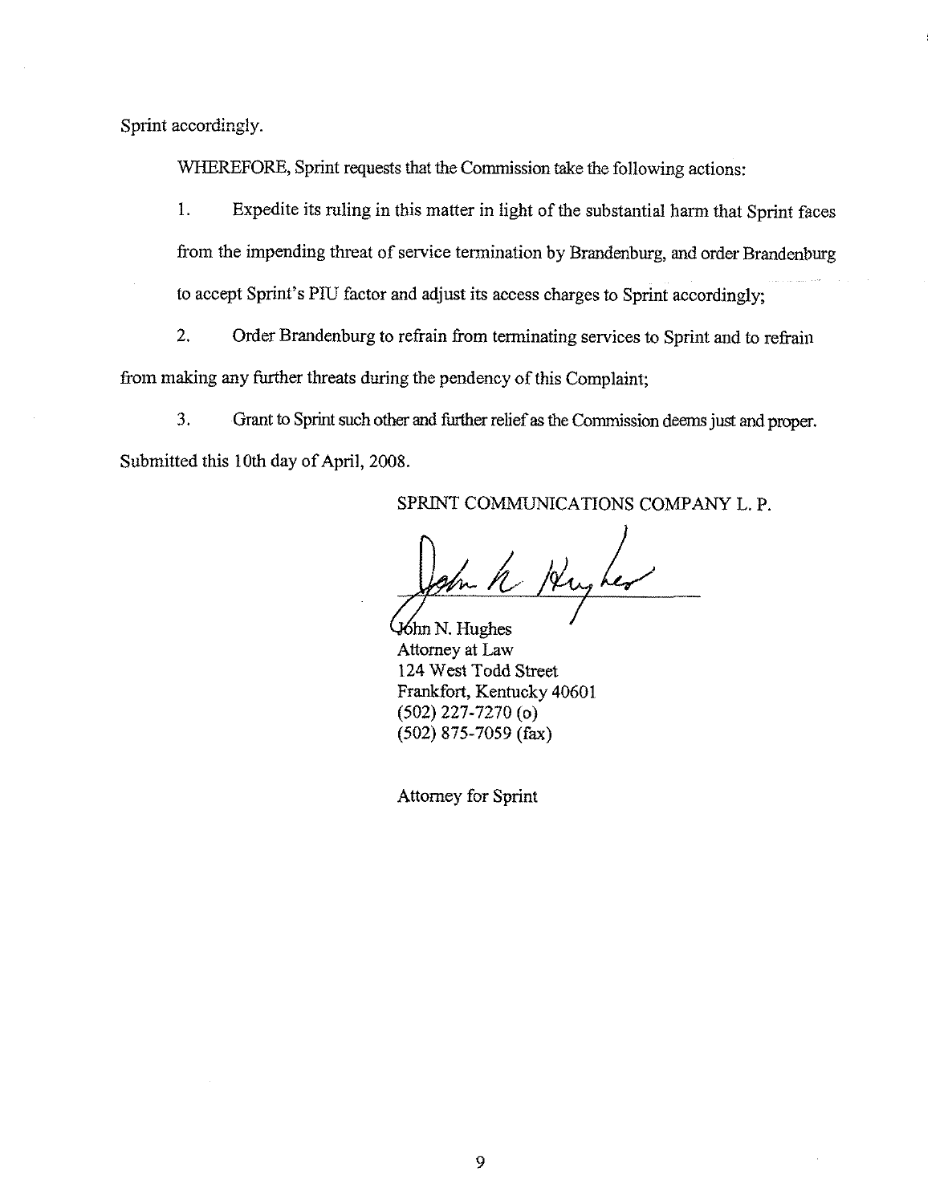Sprint accordingly.

WHEREFORE, Sprint requests that the Commission take the following actions:

1. Expedite its ruling in this matter in light of the substantial harm that Sprint faces from the impending threat of service termination by Brandenburg, and order Brandenburg to accept Sprint's PIU factor and adjust its access charges to Sprint accordingly;

2. Order Brandenburg to refrain from terminating services to Sprint and to refrain from making any further threats during the pendency of this Complaint;

3. Grant to Sprint such other and further relief as the Commission deems just and proper.

Submitted this 10th day of April, 2008.

SPRINT COMMUNICATIONS COMPANY L. P.

John N. Hughes
Attorney at Law
124 West Todd Street
Frankfort, Kentucky 40601
(502) 227-7270 (o)
(502) 875-7059 (fax)

Attorney for Sprint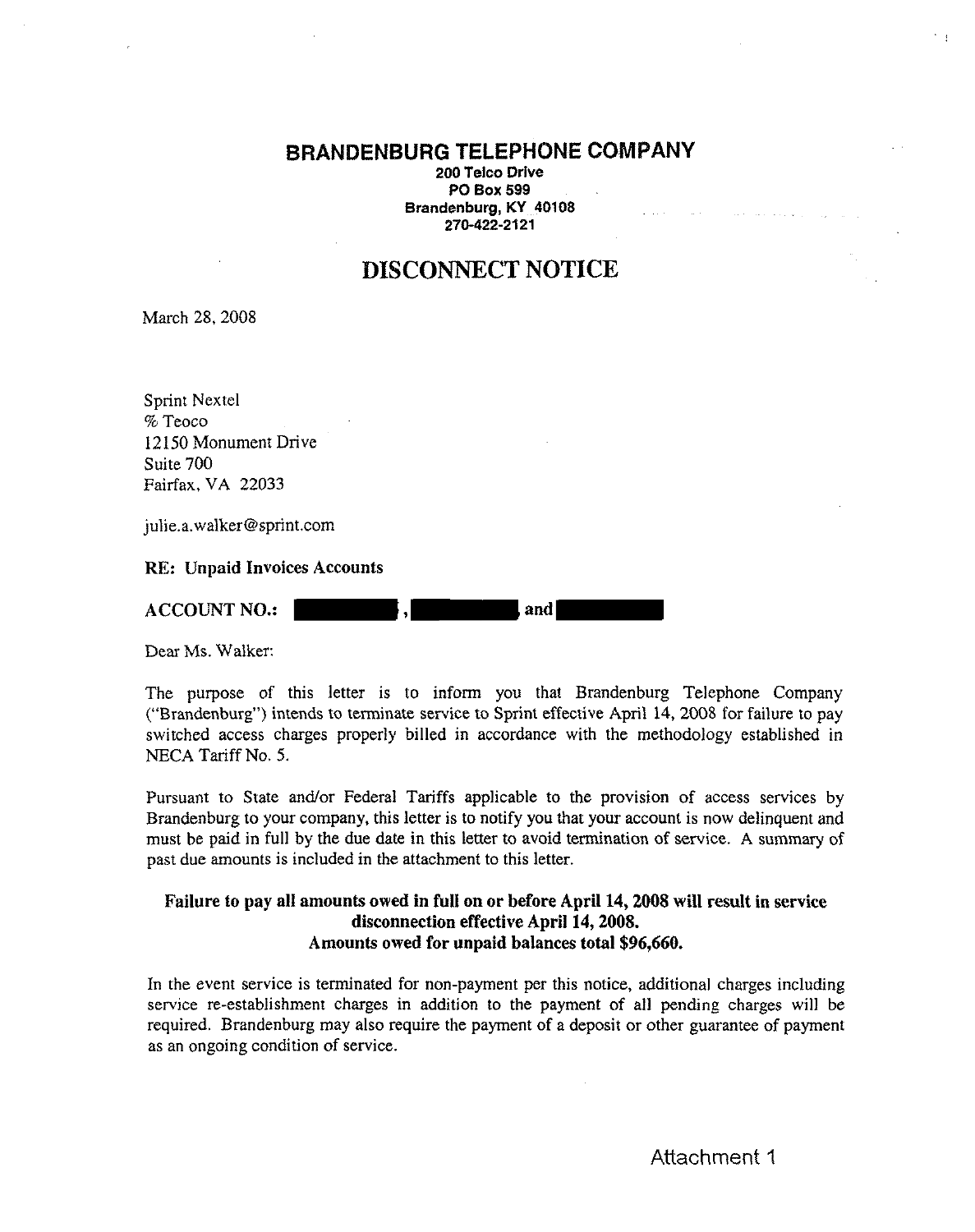# BRANDENBURG TELEPHONE COMPANY

**200 Telco Drive**
**PO Box 599**
**Brandenburg, KY 40108**
**270-422-2121**

## DISCONNECT NOTICE

March 28, 2008

Sprint Nextel
% Teoco
12150 Monument Drive
Suite 700
Fairfax, VA 22033

julie.a.walker@sprint.com

**RE: Unpaid Invoices Accounts**

**ACCOUNT NO.: [REDACTED], [REDACTED], and [REDACTED]**

Dear Ms. Walker:

The purpose of this letter is to inform you that Brandenburg Telephone Company ("Brandenburg") intends to terminate service to Sprint effective April 14, 2008 for failure to pay switched access charges properly billed in accordance with the methodology established in NECA Tariff No. 5.

Pursuant to State and/or Federal Tariffs applicable to the provision of access services by Brandenburg to your company, this letter is to notify you that your account is now delinquent and must be paid in full by the due date in this letter to avoid termination of service. A summary of past due amounts is included in the attachment to this letter.

**Failure to pay all amounts owed in full on or before April 14, 2008 will result in service disconnection effective April 14, 2008.**
**Amounts owed for unpaid balances total $96,660.**

In the event service is terminated for non-payment per this notice, additional charges including service re-establishment charges in addition to the payment of all pending charges will be required. Brandenburg may also require the payment of a deposit or other guarantee of payment as an ongoing condition of service.

Attachment 1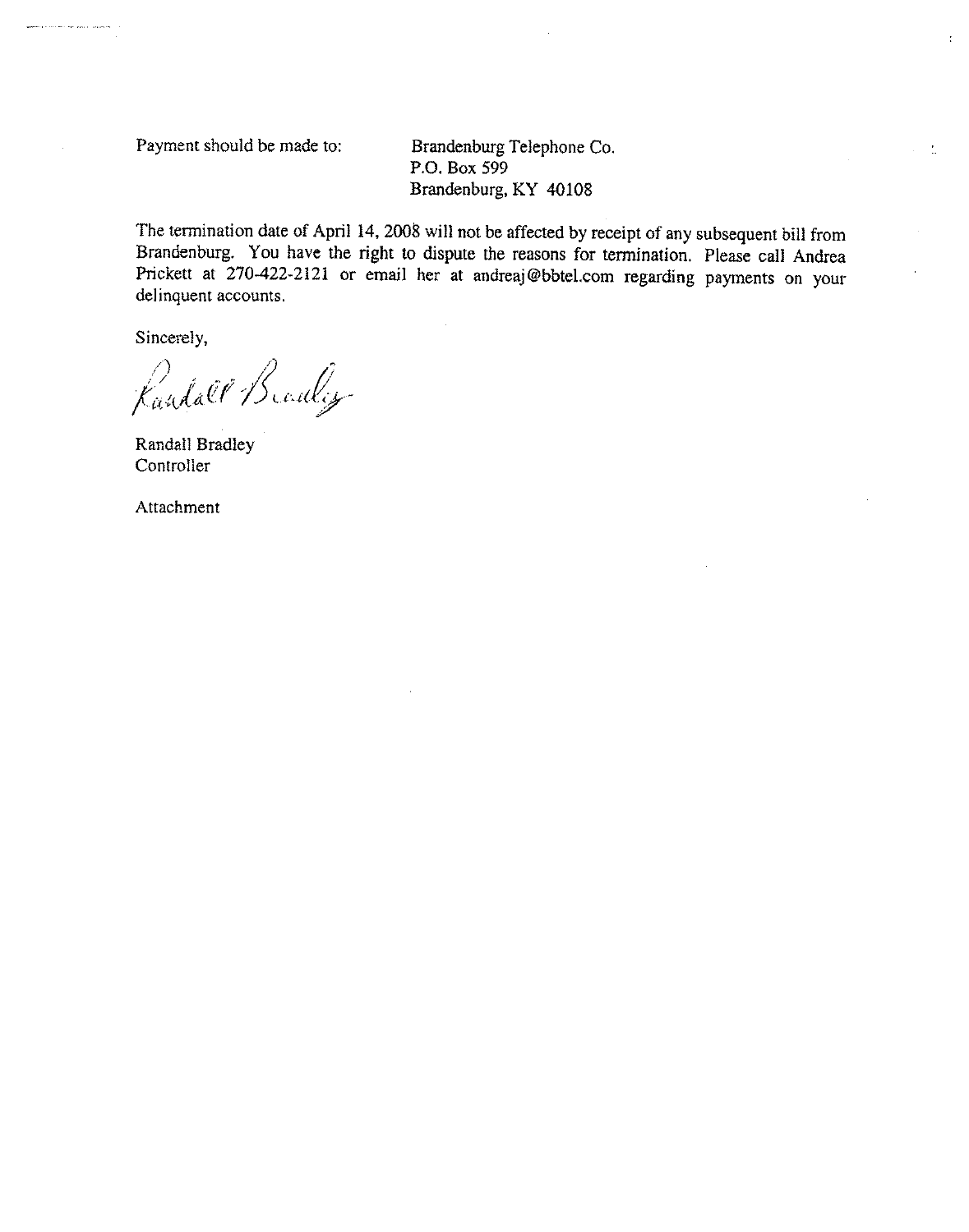Payment should be made to:

Brandenburg Telephone Co.
P.O. Box 599
Brandenburg, KY 40108

The termination date of April 14, 2008 will not be affected by receipt of any subsequent bill from Brandenburg. You have the right to dispute the reasons for termination. Please call Andrea Prickett at 270-422-2121 or email her at andreaj@bbtel.com regarding payments on your delinquent accounts.

Sincerely,

Randall Bradley
Controller

Attachment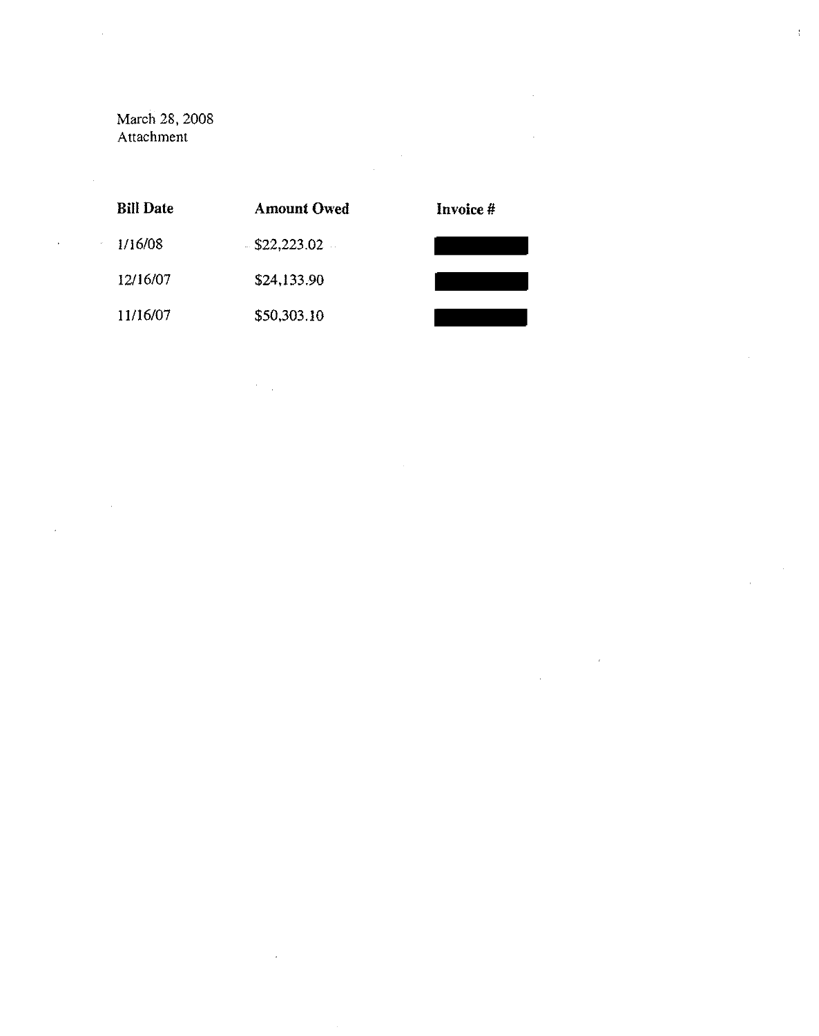March 28, 2008
Attachment

| Bill Date | Amount Owed | Invoice # |
|---|---|---|
| 1/16/08 | $22,223.02 | |
| 12/16/07 | $24,133.90 | |
| 11/16/07 | $50,303.10 | |